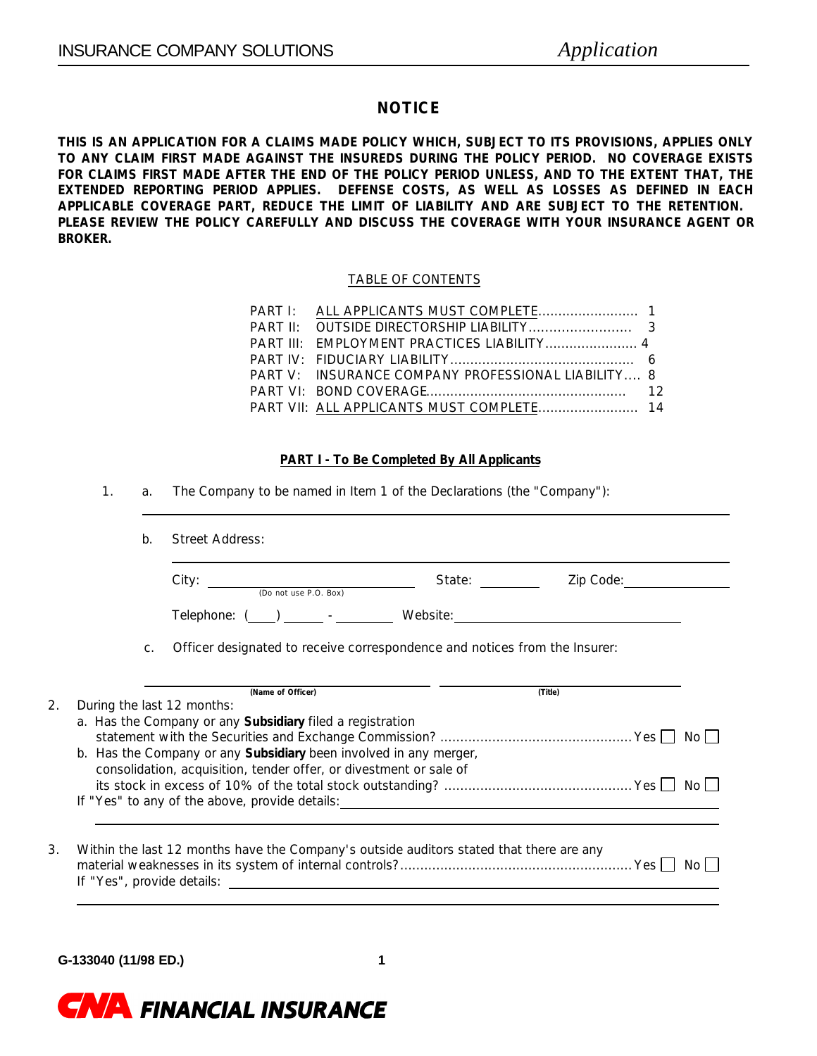## NOTICE

**THIS IS AN APPLICATION FOR A CLAIMS MADE POLICY WHICH, SUBJECT TO ITS PROVISIONS, APPLIES ONLY TO ANY CLAIM FIRST MADE AGAINST THE INSUREDS DURING THE POLICY PERIOD. NO COVERAGE EXISTS FOR CLAIMS FIRST MADE AFTER THE END OF THE POLICY PERIOD UNLESS, AND TO THE EXTENT THAT, THE EXTENDED REPORTING PERIOD APPLIES. DEFENSE COSTS, AS WELL AS LOSSES AS DEFINED IN EACH APPLICABLE COVERAGE PART, REDUCE THE LIMIT OF LIABILITY AND ARE SUBJECT TO THE RETENTION. PLEASE REVIEW THE POLICY CAREFULLY AND DISCUSS THE COVERAGE WITH YOUR INSURANCE AGENT OR BROKER.**

TABLE OF CONTENTS

| | | |
|---|---|---|
| PART I: | ALL APPLICANTS MUST COMPLETE | 1 |
| PART II: | OUTSIDE DIRECTORSHIP LIABILITY | 3 |
| PART III: | EMPLOYMENT PRACTICES LIABILITY | 4 |
| PART IV: | FIDUCIARY LIABILITY | 6 |
| PART V: | INSURANCE COMPANY PROFESSIONAL LIABILITY | 8 |
| PART VI: | BOND COVERAGE | 12 |
| PART VII: | ALL APPLICANTS MUST COMPLETE | 14 |

### PART I - To Be Completed By All Applicants

1. a. The Company to be named in Item 1 of the Declarations (the "Company"): ______________________________

   b. Street Address: ______________________________

   City: ____________ (Do not use P.O. Box) State: ________ Zip Code: ____________

   Telephone: (____) ______ - ________ Website: ______________________________

   c. Officer designated to receive correspondence and notices from the Insurer:

   ______________________________ (Name of Officer) ______________________________ (Title)

2. During the last 12 months:
   a. Has the Company or any **Subsidiary** filed a registration statement with the Securities and Exchange Commission? ........ Yes ☐ No ☐
   b. Has the Company or any **Subsidiary** been involved in any merger, consolidation, acquisition, tender offer, or divestment or sale of its stock in excess of 10% of the total stock outstanding? ........ Yes ☐ No ☐

   If "Yes" to any of the above, provide details: ______________________________

3. Within the last 12 months have the Company's outside auditors stated that there are any material weaknesses in its system of internal controls? ........ Yes ☐ No ☐

   If "Yes", provide details: ______________________________

G-133040 (11/98 ED.)

**CNA FINANCIAL INSURANCE**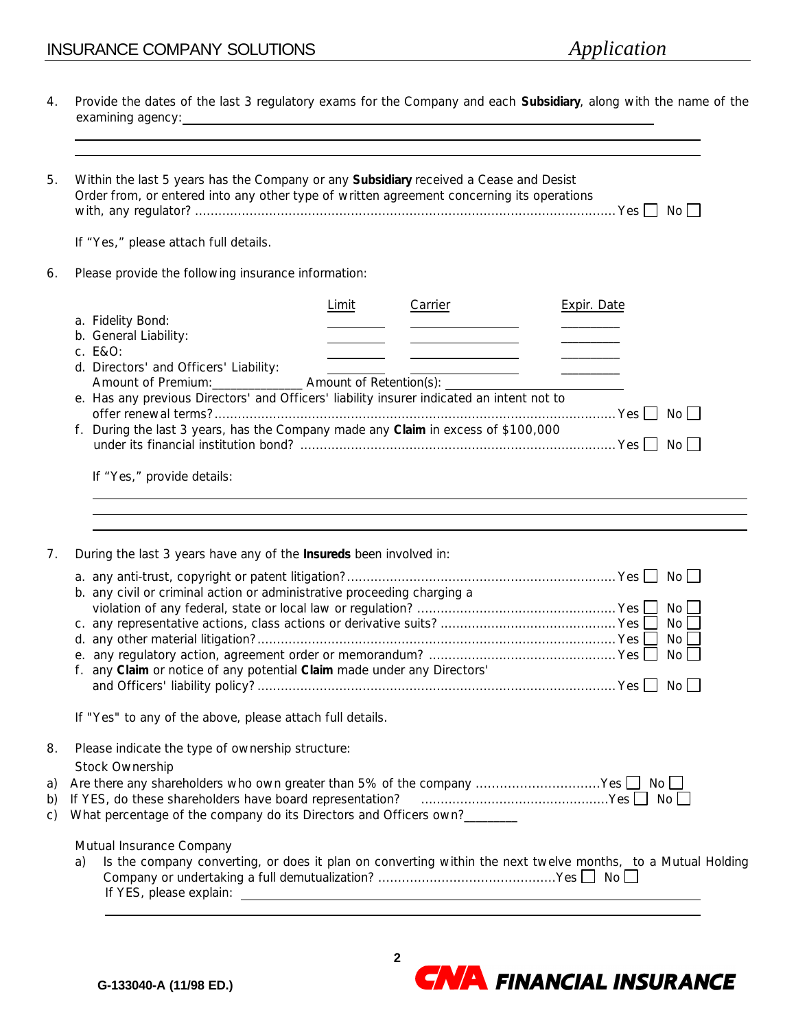4. Provide the dates of the last 3 regulatory exams for the Company and each **Subsidiary**, along with the name of the examining agency: ______________________________________________

______________________________________________

______________________________________________

5. Within the last 5 years has the Company or any **Subsidiary** received a Cease and Desist Order from, or entered into any other type of written agreement concerning its operations with, any regulator? .......... Yes ☐ No ☐

   If "Yes," please attach full details.

6. Please provide the following insurance information:

|  | Limit | Carrier | Expir. Date |
|---|---|---|---|
| a. Fidelity Bond: | ________ | ________ | ________ |
| b. General Liability: | ________ | ________ | ________ |
| c. E&O: | ________ | ________ | ________ |
| d. Directors' and Officers' Liability: | ________ | ________ | ________ |

   Amount of Premium: ______________ Amount of Retention(s): ______________

   e. Has any previous Directors' and Officers' liability insurer indicated an intent not to offer renewal terms? .......... Yes ☐ No ☐

   f. During the last 3 years, has the Company made any **Claim** in excess of $100,000 under its financial institution bond? .......... Yes ☐ No ☐

   If "Yes," provide details:

   ______________________________________________

   ______________________________________________

   ______________________________________________

7. During the last 3 years have any of the **Insureds** been involved in:

   a. any anti-trust, copyright or patent litigation? .......... Yes ☐ No ☐
   b. any civil or criminal action or administrative proceeding charging a violation of any federal, state or local law or regulation? .......... Yes ☐ No ☐
   c. any representative actions, class actions or derivative suits? .......... Yes ☐ No ☐
   d. any other material litigation? .......... Yes ☐ No ☐
   e. any regulatory action, agreement order or memorandum? .......... Yes ☐ No ☐
   f. any **Claim** or notice of any potential **Claim** made under any Directors' and Officers' liability policy? .......... Yes ☐ No ☐

   If "Yes" to any of the above, please attach full details.

8. Please indicate the type of ownership structure:

   Stock Ownership

   a) Are there any shareholders who own greater than 5% of the company .......... Yes ☐ No ☐
   b) If YES, do these shareholders have board representation? .......... Yes ☐ No ☐
   c) What percentage of the company do its Directors and Officers own? ________

   Mutual Insurance Company

   a) Is the company converting, or does it plan on converting within the next twelve months, to a Mutual Holding Company or undertaking a full demutualization? .......... Yes ☐ No ☐
      If YES, please explain: ______________________________________________

      ______________________________________________

G-133040-A (11/98 ED.)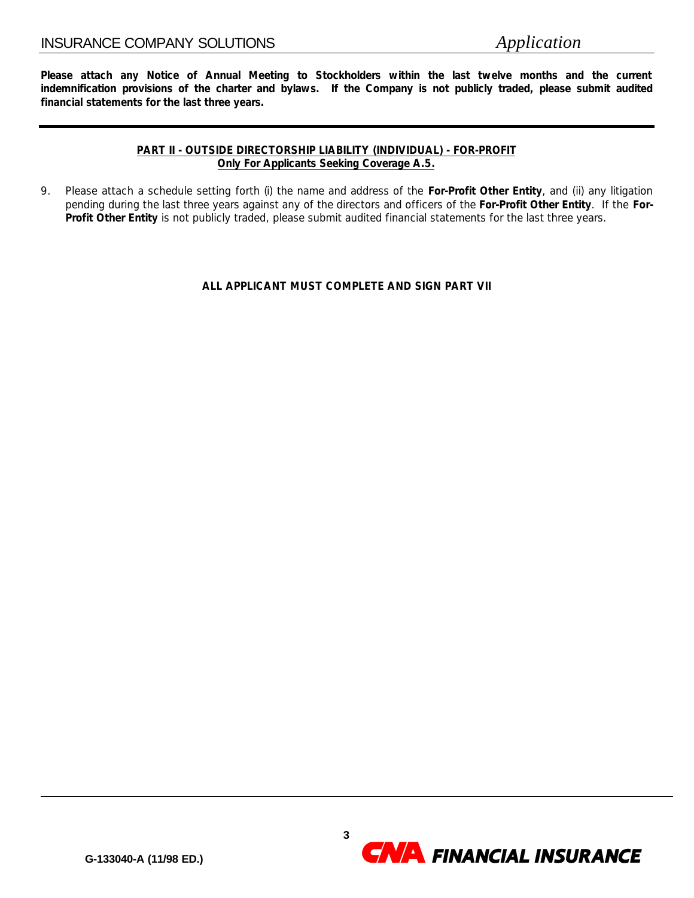**Please attach any Notice of Annual Meeting to Stockholders within the last twelve months and the current indemnification provisions of the charter and bylaws. If the Company is not publicly traded, please submit audited financial statements for the last three years.**

---

## PART II - OUTSIDE DIRECTORSHIP LIABILITY (INDIVIDUAL) - FOR-PROFIT

**Only For Applicants Seeking Coverage A.5.**

9. Please attach a schedule setting forth (i) the name and address of the **For-Profit Other Entity**, and (ii) any litigation pending during the last three years against any of the directors and officers of the **For-Profit Other Entity**. If the **For-Profit Other Entity** is not publicly traded, please submit audited financial statements for the last three years.

**ALL APPLICANT MUST COMPLETE AND SIGN PART VII**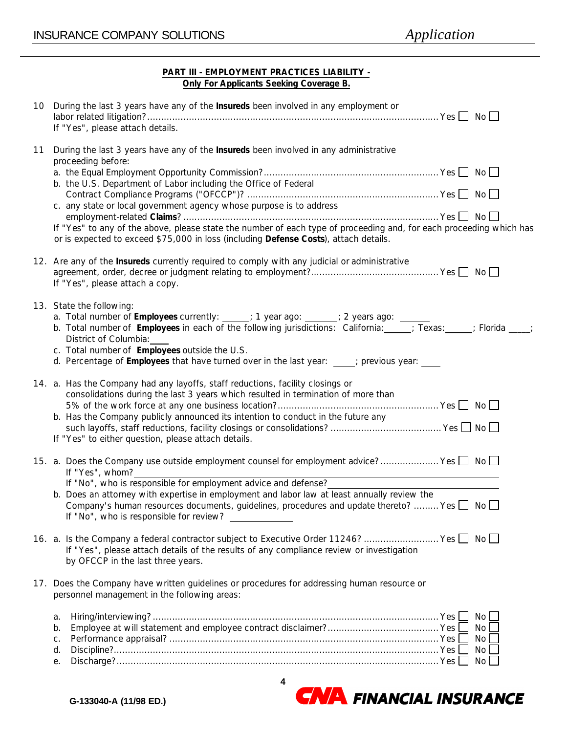**PART III - EMPLOYMENT PRACTICES LIABILITY -**
**Only For Applicants Seeking Coverage B.**

10 During the last 3 years have any of the **Insureds** been involved in any employment or labor related litigation? ............ Yes ☐ No ☐
If "Yes", please attach details.

11 During the last 3 years have any of the **Insureds** been involved in any administrative proceeding before:
a. the Equal Employment Opportunity Commission? ............ Yes ☐ No ☐
b. the U.S. Department of Labor including the Office of Federal Contract Compliance Programs ("OFCCP")? ............ Yes ☐ No ☐
c. any state or local government agency whose purpose is to address employment-related **Claims**? ............ Yes ☐ No ☐
If "Yes" to any of the above, please state the number of each type of proceeding and, for each proceeding which has or is expected to exceed $75,000 in loss (including **Defense Costs**), attach details.

12. Are any of the **Insureds** currently required to comply with any judicial or administrative agreement, order, decree or judgment relating to employment? ............ Yes ☐ No ☐
If "Yes", please attach a copy.

13. State the following:
a. Total number of **Employees** currently: ______; 1 year ago: _______; 2 years ago: _______
b. Total number of **Employees** in each of the following jurisdictions: California:______; Texas:______; Florida _____; District of Columbia:____
c. Total number of **Employees** outside the U.S. __________
d. Percentage of **Employees** that have turned over in the last year: _____; previous year: ____

14. a. Has the Company had any layoffs, staff reductions, facility closings or consolidations during the last 3 years which resulted in termination of more than 5% of the work force at any one business location? ............ Yes ☐ No ☐
b. Has the Company publicly announced its intention to conduct in the future any such layoffs, staff reductions, facility closings or consolidations? ............ Yes ☐ No ☐
If "Yes" to either question, please attach details.

15. a. Does the Company use outside employment counsel for employment advice? ............ Yes ☐ No ☐
If "Yes", whom? ________________________________
If "No", who is responsible for employment advice and defense? ________________________________
b. Does an attorney with expertise in employment and labor law at least annually review the Company's human resources documents, guidelines, procedures and update thereto? ............ Yes ☐ No ☐
If "No", who is responsible for review? ______________

16. a. Is the Company a federal contractor subject to Executive Order 11246? ............ Yes ☐ No ☐
If "Yes", please attach details of the results of any compliance review or investigation by OFCCP in the last three years.

17. Does the Company have written guidelines or procedures for addressing human resource or personnel management in the following areas:

a. Hiring/interviewing? ............ Yes ☐ No ☐
b. Employee at will statement and employee contract disclaimer? ............ Yes ☐ No ☐
c. Performance appraisal? ............ Yes ☐ No ☐
d. Discipline? ............ Yes ☐ No ☐
e. Discharge? ............ Yes ☐ No ☐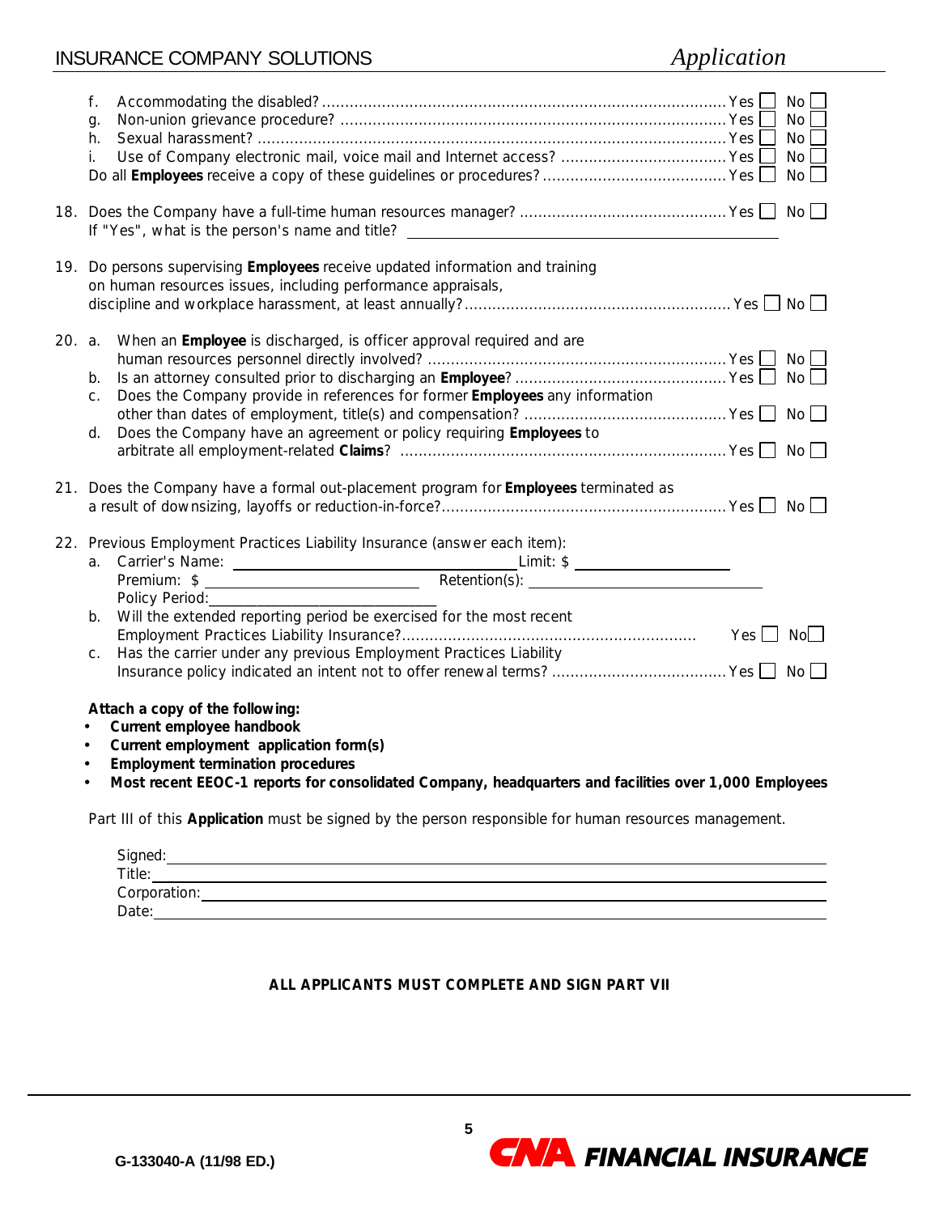f. Accommodating the disabled? .......................................................................................... Yes ☐ No ☐
g. Non-union grievance procedure? ..................................................................................... Yes ☐ No ☐
h. Sexual harassment? ........................................................................................................ Yes ☐ No ☐
i. Use of Company electronic mail, voice mail and Internet access? .................................... Yes ☐ No ☐

Do all **Employees** receive a copy of these guidelines or procedures? ........................................ Yes ☐ No ☐

18. Does the Company have a full-time human resources manager? ............................................ Yes ☐ No ☐
    If "Yes", what is the person's name and title? ______________________________

19. Do persons supervising **Employees** receive updated information and training on human resources issues, including performance appraisals, discipline and workplace harassment, at least annually? ......................................................... Yes ☐ No ☐

20. a. When an **Employee** is discharged, is officer approval required and are human resources personnel directly involved? ................................................................ Yes ☐ No ☐
    b. Is an attorney consulted prior to discharging an **Employee**? ............................................. Yes ☐ No ☐
    c. Does the Company provide in references for former **Employees** any information other than dates of employment, title(s) and compensation? ........................................... Yes ☐ No ☐
    d. Does the Company have an agreement or policy requiring **Employees** to arbitrate all employment-related **Claims**? ....................................................................... Yes ☐ No ☐

21. Does the Company have a formal out-placement program for **Employees** terminated as a result of downsizing, layoffs or reduction-in-force? ............................................................. Yes ☐ No ☐

22. Previous Employment Practices Liability Insurance (answer each item):
    a. Carrier's Name: ______________________ Limit: $ ______________
       Premium: $ ______________ Retention(s): ______________
       Policy Period: ______________
    b. Will the extended reporting period be exercised for the most recent Employment Practices Liability Insurance? .............................................................. Yes ☐ No ☐
    c. Has the carrier under any previous Employment Practices Liability Insurance policy indicated an intent not to offer renewal terms? ..................................... Yes ☐ No ☐

**Attach a copy of the following:**

- **Current employee handbook**
- **Current employment application form(s)**
- **Employment termination procedures**
- **Most recent EEOC-1 reports for consolidated Company, headquarters and facilities over 1,000 Employees**

Part III of this **Application** must be signed by the person responsible for human resources management.

Signed: ______________________________
Title: ______________________________
Corporation: ______________________________
Date: ______________________________

**ALL APPLICANTS MUST COMPLETE AND SIGN PART VII**

G-133040-A (11/98 ED.)

CNA FINANCIAL INSURANCE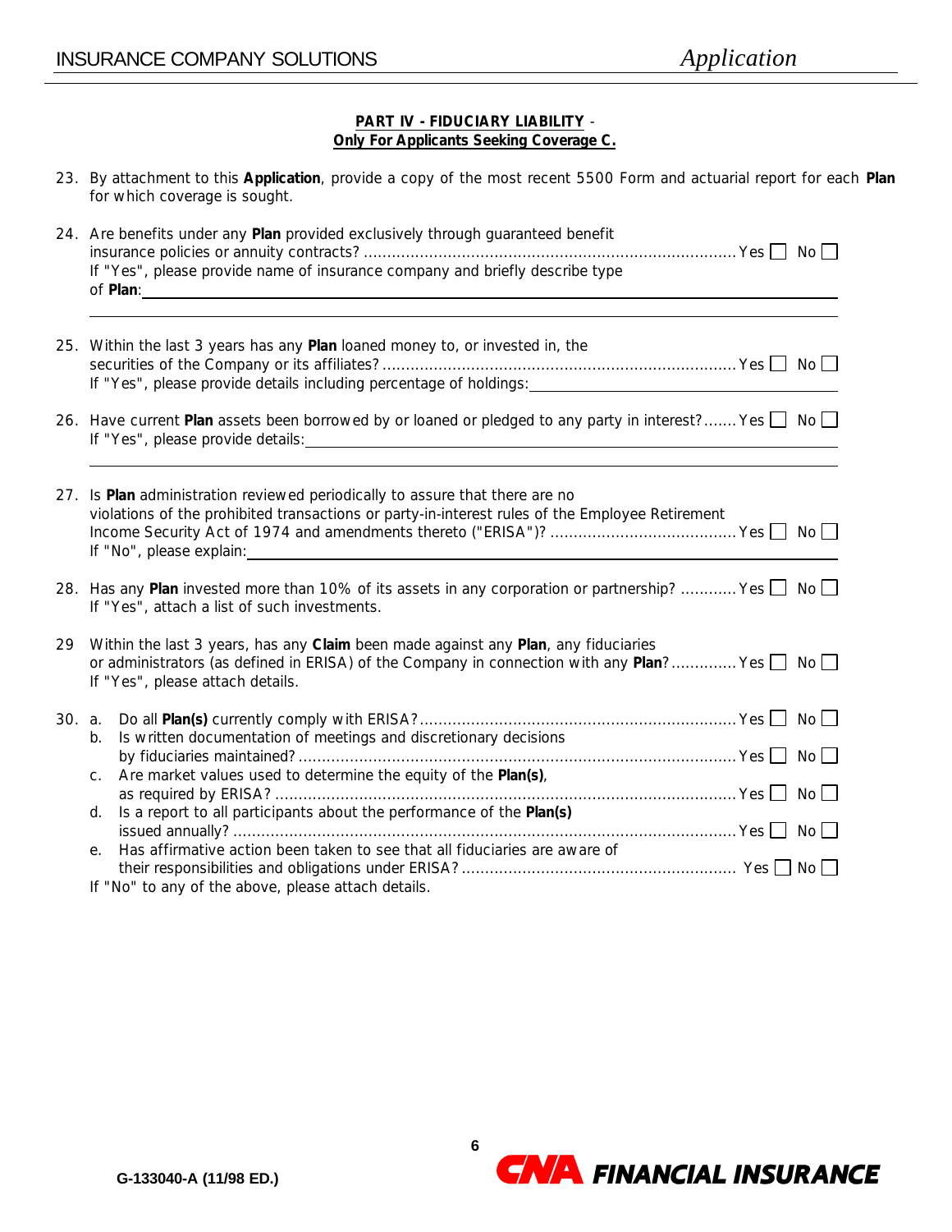**PART IV - FIDUCIARY LIABILITY - Only For Applicants Seeking Coverage C.**

23. By attachment to this **Application**, provide a copy of the most recent 5500 Form and actuarial report for each **Plan** for which coverage is sought.

24. Are benefits under any **Plan** provided exclusively through guaranteed benefit insurance policies or annuity contracts? ............................................................................... Yes ☐ No ☐
If "Yes", please provide name of insurance company and briefly describe type of **Plan**: ______________________________________________

25. Within the last 3 years has any **Plan** loaned money to, or invested in, the securities of the Company or its affiliates? ........................................................................... Yes ☐ No ☐
If "Yes", please provide details including percentage of holdings: ______________________

26. Have current **Plan** assets been borrowed by or loaned or pledged to any party in interest? ....... Yes ☐ No ☐
If "Yes", please provide details: ______________________________________________

27. Is **Plan** administration reviewed periodically to assure that there are no violations of the prohibited transactions or party-in-interest rules of the Employee Retirement Income Security Act of 1974 and amendments thereto ("ERISA")? ........................................ Yes ☐ No ☐
If "No", please explain: ______________________________________________

28. Has any **Plan** invested more than 10% of its assets in any corporation or partnership? ............ Yes ☐ No ☐
If "Yes", attach a list of such investments.

29 Within the last 3 years, has any **Claim** been made against any **Plan**, any fiduciaries or administrators (as defined in ERISA) of the Company in connection with any **Plan**? .............. Yes ☐ No ☐
If "Yes", please attach details.

30. a. Do all **Plan(s)** currently comply with ERISA? ................................................................... Yes ☐ No ☐
b. Is written documentation of meetings and discretionary decisions by fiduciaries maintained? ............................................................................................. Yes ☐ No ☐
c. Are market values used to determine the equity of the **Plan(s)**, as required by ERISA? ................................................................................................... Yes ☐ No ☐
d. Is a report to all participants about the performance of the **Plan(s)** issued annually? ........................................................................................................... Yes ☐ No ☐
e. Has affirmative action been taken to see that all fiduciaries are aware of their responsibilities and obligations under ERISA? .......................................................... Yes ☐ No ☐

If "No" to any of the above, please attach details.

G-133040-A (11/98 ED.)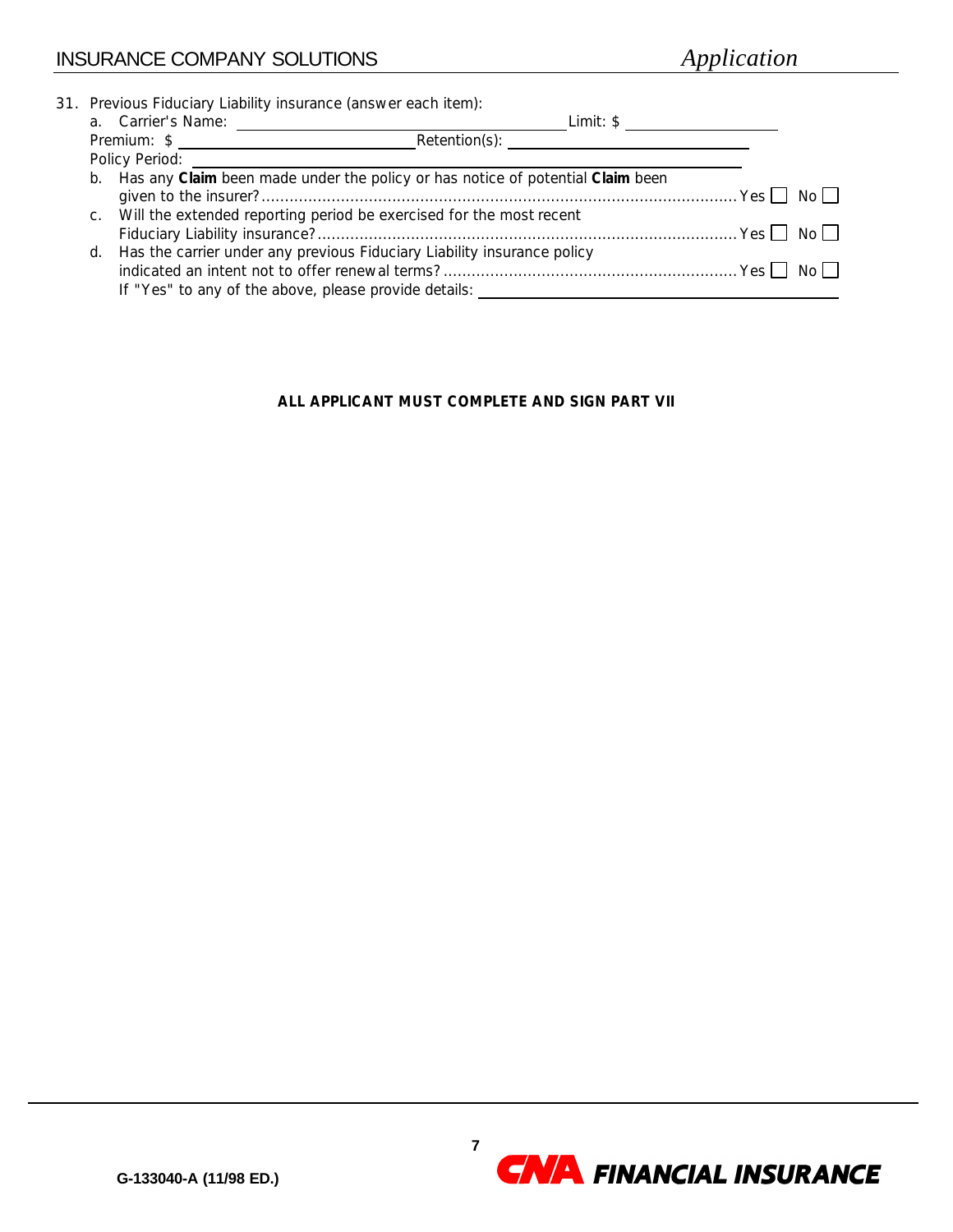31. Previous Fiduciary Liability insurance (answer each item):

    a. Carrier's Name: ____________________ Limit: $ ____________________

    Premium: $ ____________________ Retention(s): ____________________

    Policy Period: ____________________

    b. Has any **Claim** been made under the policy or has notice of potential **Claim** been given to the insurer? ........ Yes ☐ No ☐

    c. Will the extended reporting period be exercised for the most recent Fiduciary Liability insurance? ........ Yes ☐ No ☐

    d. Has the carrier under any previous Fiduciary Liability insurance policy indicated an intent not to offer renewal terms? ........ Yes ☐ No ☐

    If "Yes" to any of the above, please provide details: ____________________

**ALL APPLICANT MUST COMPLETE AND SIGN PART VII**

G-133040-A (11/98 ED.)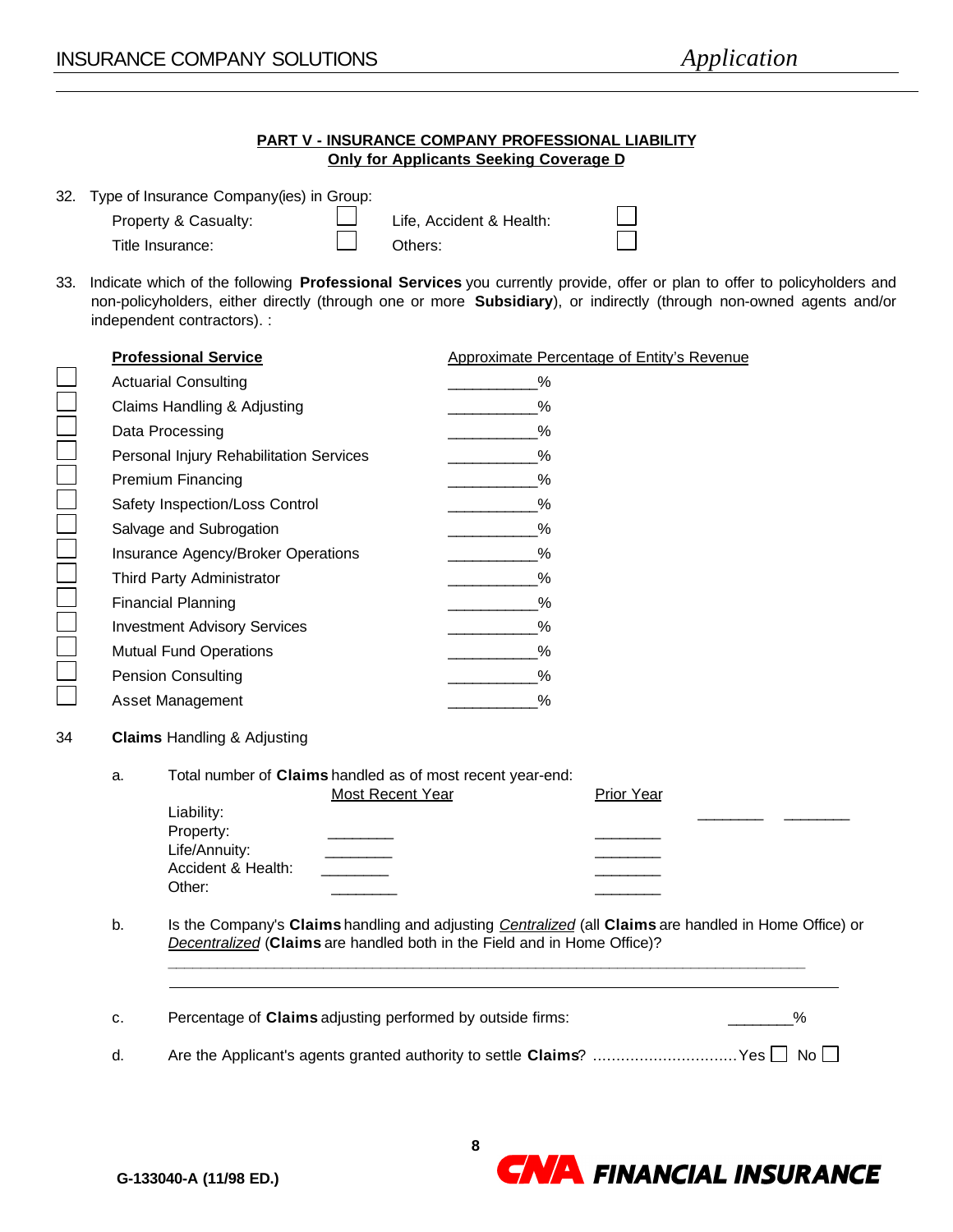**PART V - INSURANCE COMPANY PROFESSIONAL LIABILITY**
**Only for Applicants Seeking Coverage D**

32. Type of Insurance Company(ies) in Group:

| | | | |
|---|---|---|---|
| Property & Casualty: | ☐ | Life, Accident & Health: | ☐ |
| Title Insurance: | ☐ | Others: | ☐ |

33. Indicate which of the following **Professional Services** you currently provide, offer or plan to offer to policyholders and non-policyholders, either directly (through one or more **Subsidiary**), or indirectly (through non-owned agents and/or independent contractors). :

| | Professional Service | Approximate Percentage of Entity's Revenue |
|---|---|---|
| ☐ | Actuarial Consulting | __________% |
| ☐ | Claims Handling & Adjusting | __________% |
| ☐ | Data Processing | __________% |
| ☐ | Personal Injury Rehabilitation Services | __________% |
| ☐ | Premium Financing | __________% |
| ☐ | Safety Inspection/Loss Control | __________% |
| ☐ | Salvage and Subrogation | __________% |
| ☐ | Insurance Agency/Broker Operations | __________% |
| ☐ | Third Party Administrator | __________% |
| ☐ | Financial Planning | __________% |
| ☐ | Investment Advisory Services | __________% |
| ☐ | Mutual Fund Operations | __________% |
| ☐ | Pension Consulting | __________% |
| ☐ | Asset Management | __________% |

34 **Claims** Handling & Adjusting

a. Total number of **Claims** handled as of most recent year-end:

| | Most Recent Year | Prior Year |
|---|---|---|
| Liability: | ________ | ________ |
| Property: | ________ | ________ |
| Life/Annuity: | ________ | ________ |
| Accident & Health: | ________ | ________ |
| Other: | ________ | ________ |

b. Is the Company's **Claims** handling and adjusting *Centralized* (all **Claims** are handled in Home Office) or *Decentralized* (**Claims** are handled both in the Field and in Home Office)?

______________________________________________________________________________

______________________________________________________________________________

c. Percentage of **Claims** adjusting performed by outside firms: ________%

d. Are the Applicant's agents granted authority to settle **Claims**? ............................... Yes ☐ No ☐

G-133040-A (11/98 ED.)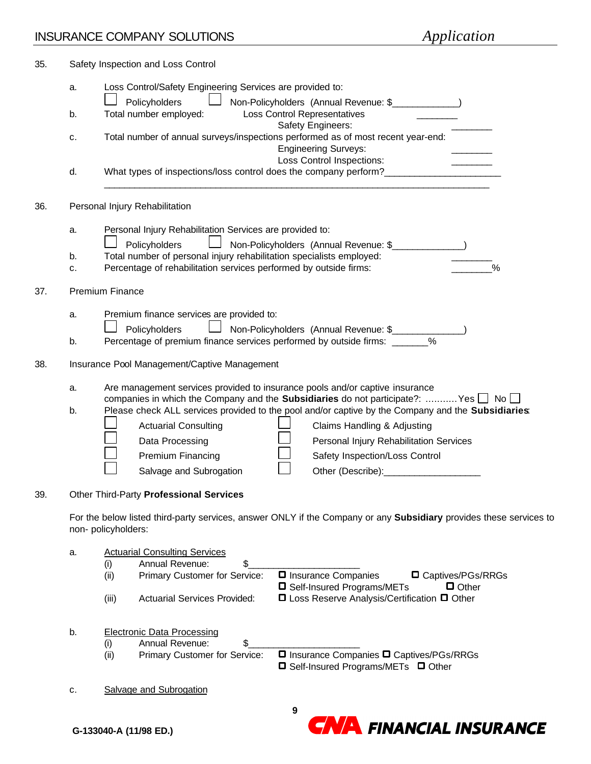35. Safety Inspection and Loss Control

a. Loss Control/Safety Engineering Services are provided to:

☐ Policyholders ☐ Non-Policyholders (Annual Revenue: $____________)

b. Total number employed: Loss Control Representatives ________
Safety Engineers: ________

c. Total number of annual surveys/inspections performed as of most recent year-end:
Engineering Surveys: ________
Loss Control Inspections: ________

d. What types of inspections/loss control does the company perform?______________________
_____________________________________________________________________________

36. Personal Injury Rehabilitation

a. Personal Injury Rehabilitation Services are provided to:

☐ Policyholders ☐ Non-Policyholders (Annual Revenue: $_____________)

b. Total number of personal injury rehabilitation specialists employed: ________

c. Percentage of rehabilitation services performed by outside firms: ________%

37. Premium Finance

a. Premium finance services are provided to:

☐ Policyholders ☐ Non-Policyholders (Annual Revenue: $_____________)

b. Percentage of premium finance services performed by outside firms: _______%

38. Insurance Pool Management/Captive Management

a. Are management services provided to insurance pools and/or captive insurance companies in which the Company and the **Subsidiaries** do not participate?: ...........Yes ☐ No ☐

b. Please check ALL services provided to the pool and/or captive by the Company and the **Subsidiaries**:

☐ Actuarial Consulting ☐ Claims Handling & Adjusting
☐ Data Processing ☐ Personal Injury Rehabilitation Services
☐ Premium Financing ☐ Safety Inspection/Loss Control
☐ Salvage and Subrogation ☐ Other (Describe):__________________

39. Other Third-Party **Professional Services**

For the below listed third-party services, answer ONLY if the Company or any **Subsidiary** provides these services to non- policyholders:

a. Actuarial Consulting Services

(i) Annual Revenue: $_____________________

(ii) Primary Customer for Service: ☐ Insurance Companies ☐ Captives/PGs/RRGs ☐ Self-Insured Programs/METs ☐ Other

(iii) Actuarial Services Provided: ☐ Loss Reserve Analysis/Certification ☐ Other

b. Electronic Data Processing

(i) Annual Revenue: $_____________________

(ii) Primary Customer for Service: ☐ Insurance Companies ☐ Captives/PGs/RRGs ☐ Self-Insured Programs/METs ☐ Other

c. Salvage and Subrogation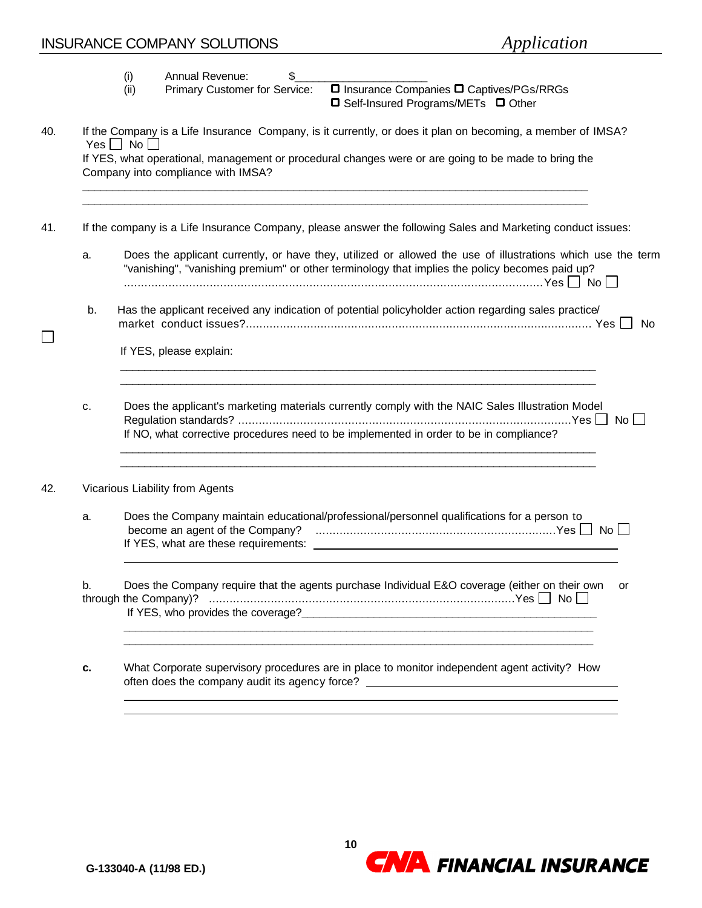(i) Annual Revenue: $____________________

(ii) Primary Customer for Service: ☐ Insurance Companies ☐ Captives/PGs/RRGs ☐ Self-Insured Programs/METs ☐ Other

40. If the Company is a Life Insurance Company, is it currently, or does it plan on becoming, a member of IMSA? Yes ☐ No ☐

    If YES, what operational, management or procedural changes were or are going to be made to bring the Company into compliance with IMSA?

    ______________________________________________________________________________

    ______________________________________________________________________________

41. If the company is a Life Insurance Company, please answer the following Sales and Marketing conduct issues:

    a. Does the applicant currently, or have they, utilized or allowed the use of illustrations which use the term "vanishing", "vanishing premium" or other terminology that implies the policy becomes paid up? ........................................ Yes ☐ No ☐

    b. Has the applicant received any indication of potential policyholder action regarding sales practice/ market conduct issues?........................................ Yes ☐ No ☐

       If YES, please explain:

       ______________________________________________________________________________

       ______________________________________________________________________________

    c. Does the applicant's marketing materials currently comply with the NAIC Sales Illustration Model Regulation standards? ........................................ Yes ☐ No ☐

       If NO, what corrective procedures need to be implemented in order to be in compliance?

       ______________________________________________________________________________

       ______________________________________________________________________________

42. Vicarious Liability from Agents

    a. Does the Company maintain educational/professional/personnel qualifications for a person to become an agent of the Company? ........................................ Yes ☐ No ☐

       If YES, what are these requirements: ____________________________________________

       ______________________________________________________________________________

    b. Does the Company require that the agents purchase Individual E&O coverage (either on their own or through the Company)? ........................................ Yes ☐ No ☐

       If YES, who provides the coverage?______________________________________________

       ______________________________________________________________________________

       ______________________________________________________________________________

    **c.** What Corporate supervisory procedures are in place to monitor independent agent activity? How often does the company audit its agency force? ____________________________

       ______________________________________________________________________________

       ______________________________________________________________________________

G-133040-A (11/98 ED.)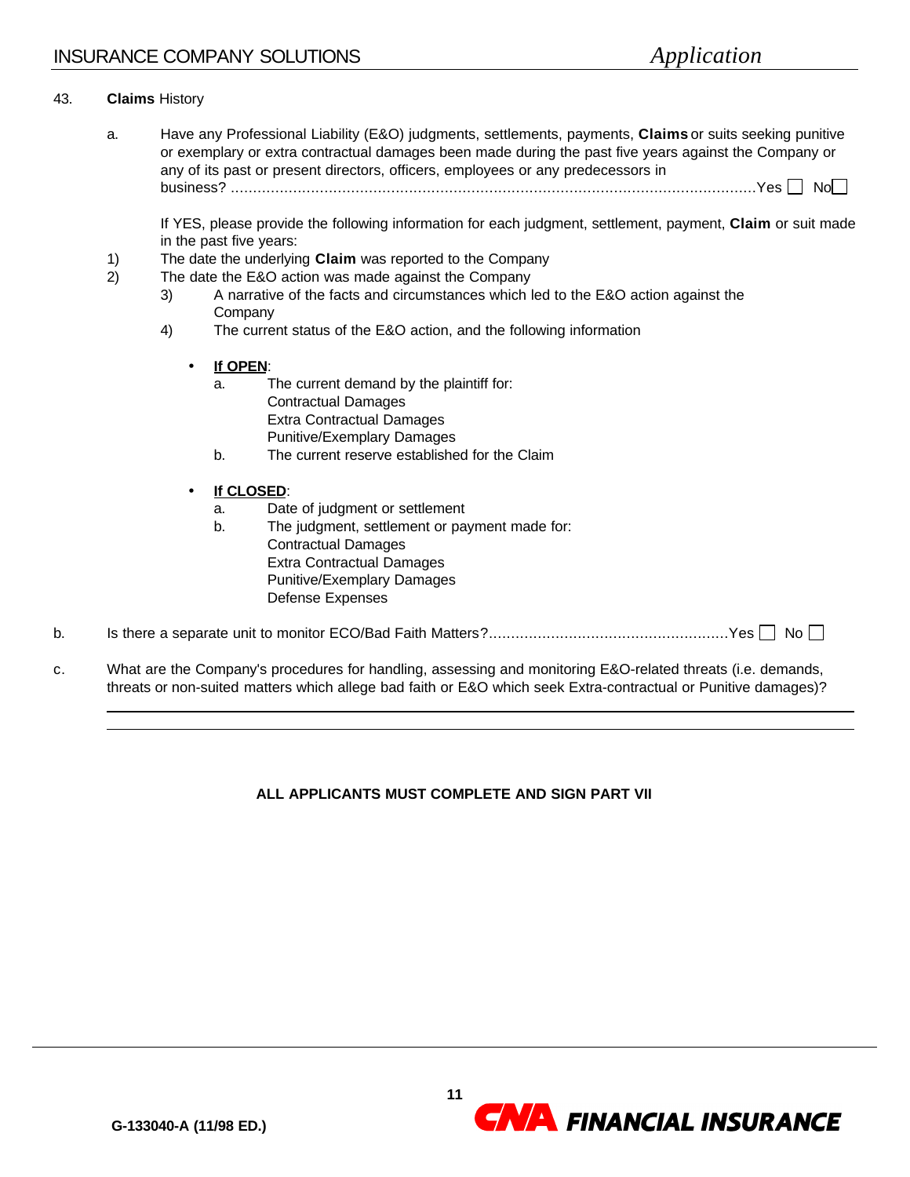43. **Claims** History

a. Have any Professional Liability (E&O) judgments, settlements, payments, **Claims** or suits seeking punitive or exemplary or extra contractual damages been made during the past five years against the Company or any of its past or present directors, officers, employees or any predecessors in business? ........................................................................................................................Yes ☐ No ☐

If YES, please provide the following information for each judgment, settlement, payment, **Claim** or suit made in the past five years:

1) The date the underlying **Claim** was reported to the Company
2) The date the E&O action was made against the Company
3) A narrative of the facts and circumstances which led to the E&O action against the Company
4) The current status of the E&O action, and the following information

- **<u>If OPEN</u>**:
  a. The current demand by the plaintiff for:
     Contractual Damages
     Extra Contractual Damages
     Punitive/Exemplary Damages
  b. The current reserve established for the Claim

- **<u>If CLOSED</u>**:
  a. Date of judgment or settlement
  b. The judgment, settlement or payment made for:
     Contractual Damages
     Extra Contractual Damages
     Punitive/Exemplary Damages
     Defense Expenses

b. Is there a separate unit to monitor ECO/Bad Faith Matters?......................................................Yes ☐ No ☐

c. What are the Company's procedures for handling, assessing and monitoring E&O-related threats (i.e. demands, threats or non-suited matters which allege bad faith or E&O which seek Extra-contractual or Punitive damages)?

________________________________________________________________________________

________________________________________________________________________________

**ALL APPLICANTS MUST COMPLETE AND SIGN PART VII**

G-133040-A (11/98 ED.)

CNA FINANCIAL INSURANCE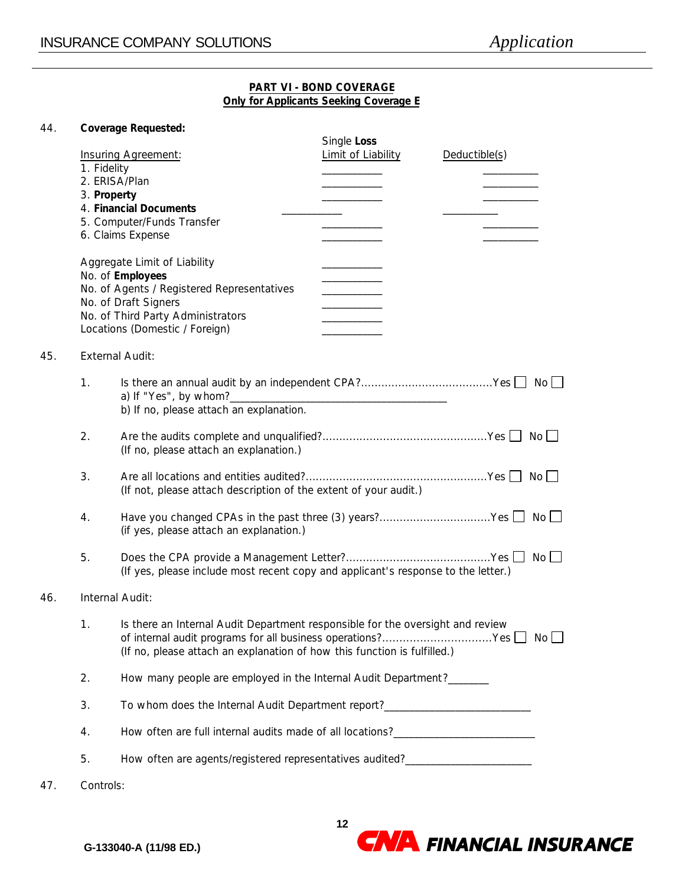**PART VI - BOND COVERAGE**
**Only for Applicants Seeking Coverage E**

44. **Coverage Requested:**

| Insuring Agreement: | Single **Loss** Limit of Liability | Deductible(s) |
|---|---|---|
| 1. Fidelity | __________ | __________ |
| 2. ERISA/Plan | __________ | __________ |
| 3. **Property** | __________ | __________ |
| 4. **Financial Documents** | __________ | __________ |
| 5. Computer/Funds Transfer | __________ | __________ |
| 6. Claims Expense | __________ | __________ |

| | |
|---|---|
| Aggregate Limit of Liability | __________ |
| No. of **Employees** | __________ |
| No. of Agents / Registered Representatives | __________ |
| No. of Draft Signers | __________ |
| No. of Third Party Administrators | __________ |
| Locations (Domestic / Foreign) | __________ |

45. External Audit:

1. Is there an annual audit by an independent CPA?......................................Yes ☐ No ☐
   a) If "Yes", by whom?______________________________________
   b) If no, please attach an explanation.

2. Are the audits complete and unqualified?................................................Yes ☐ No ☐
   (If no, please attach an explanation.)

3. Are all locations and entities audited?.....................................................Yes ☐ No ☐
   (If not, please attach description of the extent of your audit.)

4. Have you changed CPAs in the past three (3) years?................................Yes ☐ No ☐
   (if yes, please attach an explanation.)

5. Does the CPA provide a Management Letter?..........................................Yes ☐ No ☐
   (If yes, please include most recent copy and applicant's response to the letter.)

46. Internal Audit:

1. Is there an Internal Audit Department responsible for the oversight and review of internal audit programs for all business operations?................................Yes ☐ No ☐
   (If no, please attach an explanation of how this function is fulfilled.)

2. How many people are employed in the Internal Audit Department?_______

3. To whom does the Internal Audit Department report?_________________________

4. How often are full internal audits made of all locations?_________________________

5. How often are agents/registered representatives audited?______________________

47. Controls:

G-133040-A (11/98 ED.)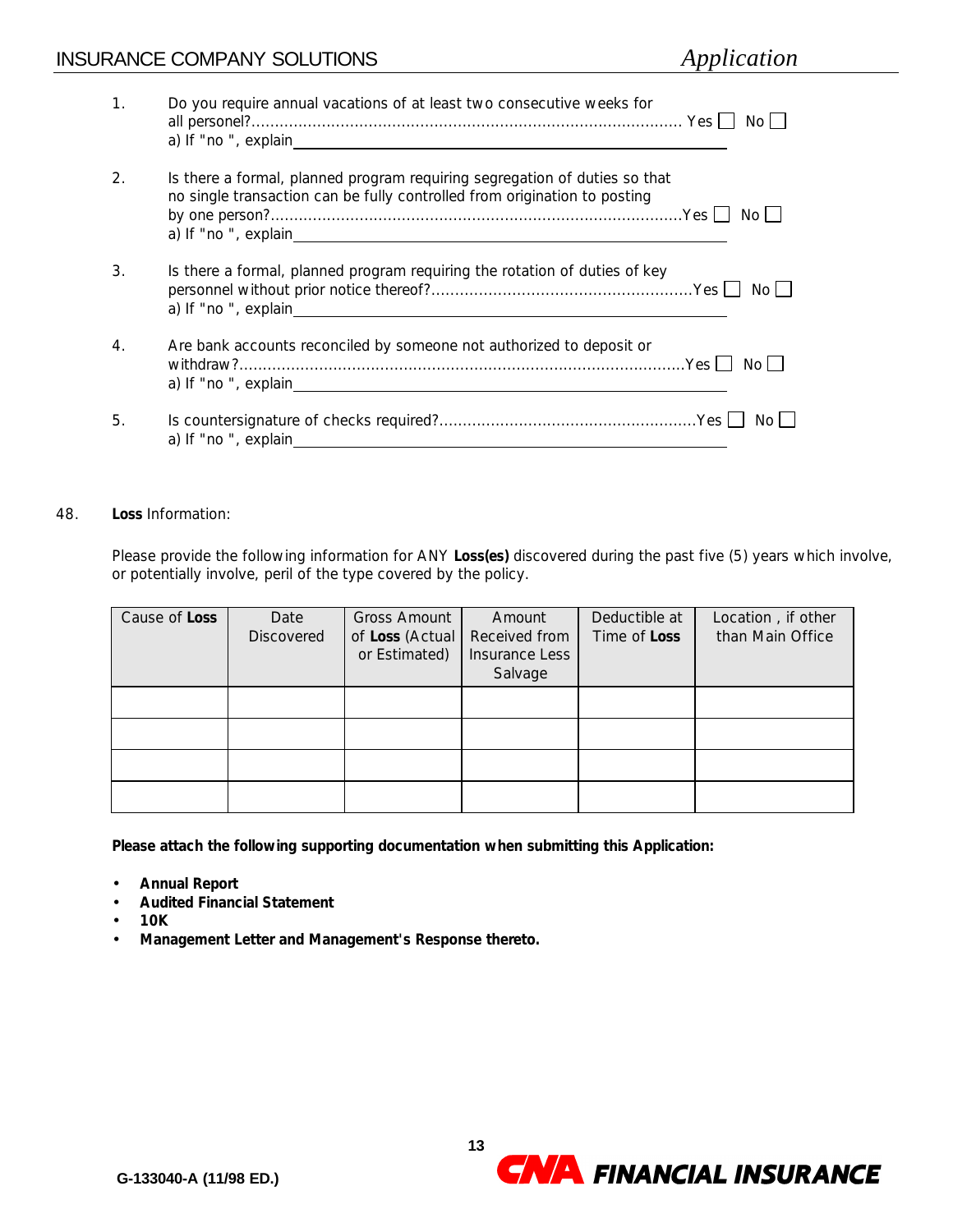1. Do you require annual vacations of at least two consecutive weeks for all personel?.......................................................................................... Yes ☐ No ☐
   a) If "no ", explain\_\_\_\_\_\_\_\_\_\_\_\_\_\_\_\_\_\_\_\_\_\_\_\_\_\_\_\_\_\_\_\_\_\_\_\_\_\_\_\_

2. Is there a formal, planned program requiring segregation of duties so that no single transaction can be fully controlled from origination to posting by one person?.......................................................................................Yes ☐ No ☐
   a) If "no ", explain\_\_\_\_\_\_\_\_\_\_\_\_\_\_\_\_\_\_\_\_\_\_\_\_\_\_\_\_\_\_\_\_\_\_\_\_\_\_\_\_

3. Is there a formal, planned program requiring the rotation of duties of key personnel without prior notice thereof?.......................................................Yes ☐ No ☐
   a) If "no ", explain\_\_\_\_\_\_\_\_\_\_\_\_\_\_\_\_\_\_\_\_\_\_\_\_\_\_\_\_\_\_\_\_\_\_\_\_\_\_\_\_

4. Are bank accounts reconciled by someone not authorized to deposit or withdraw?.............................................................................................Yes ☐ No ☐
   a) If "no ", explain\_\_\_\_\_\_\_\_\_\_\_\_\_\_\_\_\_\_\_\_\_\_\_\_\_\_\_\_\_\_\_\_\_\_\_\_\_\_\_\_

5. Is countersignature of checks required?......................................................Yes ☐ No ☐
   a) If "no ", explain\_\_\_\_\_\_\_\_\_\_\_\_\_\_\_\_\_\_\_\_\_\_\_\_\_\_\_\_\_\_\_\_\_\_\_\_\_\_\_\_

48. **Loss** Information:

Please provide the following information for ANY **Loss(es)** discovered during the past five (5) years which involve, or potentially involve, peril of the type covered by the policy.

| Cause of **Loss** | Date Discovered | Gross Amount of **Loss** (Actual or Estimated) | Amount Received from Insurance Less Salvage | Deductible at Time of **Loss** | Location , if other than Main Office |
|---|---|---|---|---|---|
| | | | | | |
| | | | | | |
| | | | | | |
| | | | | | |

**Please attach the following supporting documentation when submitting this Application:**

- **Annual Report**
- **Audited Financial Statement**
- **10K**
- **Management Letter and Management's Response thereto.**

G-133040-A (11/98 ED.)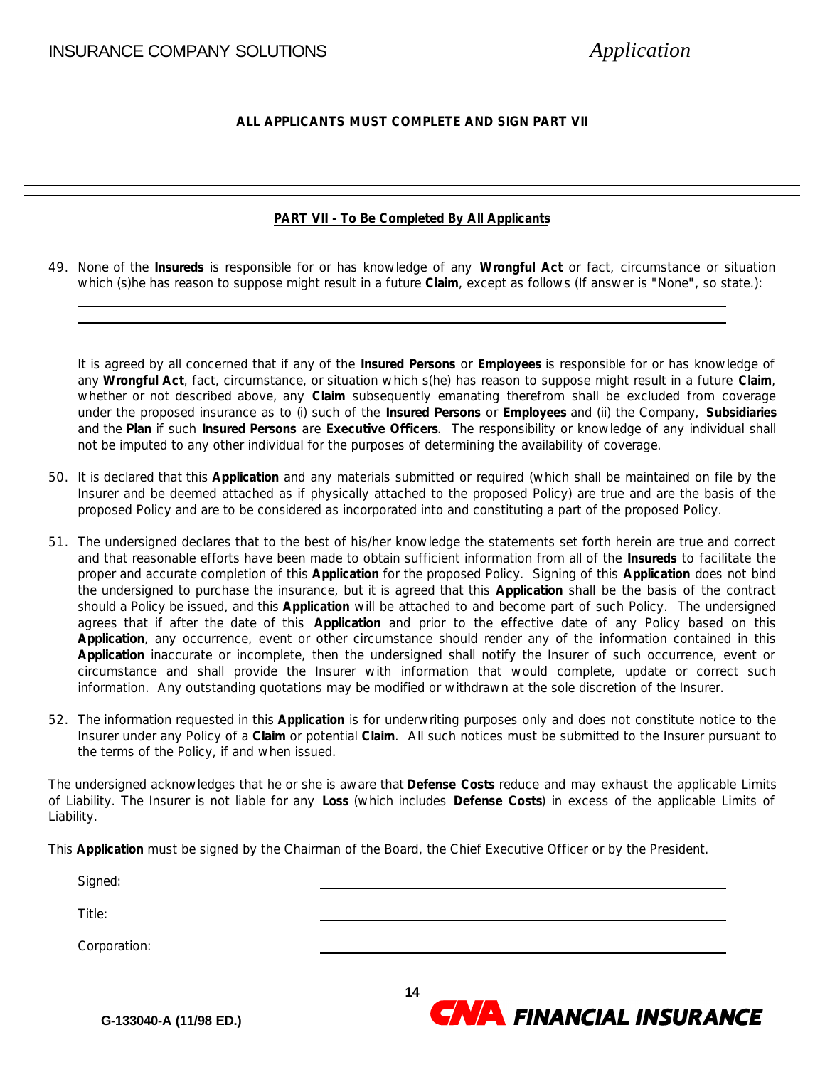**ALL APPLICANTS MUST COMPLETE AND SIGN PART VII**

---

## PART VII - To Be Completed By All Applicants

49. None of the **Insureds** is responsible for or has knowledge of any **Wrongful Act** or fact, circumstance or situation which (s)he has reason to suppose might result in a future **Claim**, except as follows (If answer is "None", so state.):

    \_\_\_\_\_\_\_\_\_\_\_\_\_\_\_\_\_\_\_\_\_\_\_\_\_\_\_\_\_\_\_\_\_\_\_\_\_\_\_\_\_\_\_\_\_\_\_\_\_\_\_\_

    \_\_\_\_\_\_\_\_\_\_\_\_\_\_\_\_\_\_\_\_\_\_\_\_\_\_\_\_\_\_\_\_\_\_\_\_\_\_\_\_\_\_\_\_\_\_\_\_\_\_\_\_

    \_\_\_\_\_\_\_\_\_\_\_\_\_\_\_\_\_\_\_\_\_\_\_\_\_\_\_\_\_\_\_\_\_\_\_\_\_\_\_\_\_\_\_\_\_\_\_\_\_\_\_\_

    It is agreed by all concerned that if any of the **Insured Persons** or **Employees** is responsible for or has knowledge of any **Wrongful Act**, fact, circumstance, or situation which s(he) has reason to suppose might result in a future **Claim**, whether or not described above, any **Claim** subsequently emanating therefrom shall be excluded from coverage under the proposed insurance as to (i) such of the **Insured Persons** or **Employees** and (ii) the Company, **Subsidiaries** and the **Plan** if such **Insured Persons** are **Executive Officers**. The responsibility or knowledge of any individual shall not be imputed to any other individual for the purposes of determining the availability of coverage.

50. It is declared that this **Application** and any materials submitted or required (which shall be maintained on file by the Insurer and be deemed attached as if physically attached to the proposed Policy) are true and are the basis of the proposed Policy and are to be considered as incorporated into and constituting a part of the proposed Policy.

51. The undersigned declares that to the best of his/her knowledge the statements set forth herein are true and correct and that reasonable efforts have been made to obtain sufficient information from all of the **Insureds** to facilitate the proper and accurate completion of this **Application** for the proposed Policy. Signing of this **Application** does not bind the undersigned to purchase the insurance, but it is agreed that this **Application** shall be the basis of the contract should a Policy be issued, and this **Application** will be attached to and become part of such Policy. The undersigned agrees that if after the date of this **Application** and prior to the effective date of any Policy based on this **Application**, any occurrence, event or other circumstance should render any of the information contained in this **Application** inaccurate or incomplete, then the undersigned shall notify the Insurer of such occurrence, event or circumstance and shall provide the Insurer with information that would complete, update or correct such information. Any outstanding quotations may be modified or withdrawn at the sole discretion of the Insurer.

52. The information requested in this **Application** is for underwriting purposes only and does not constitute notice to the Insurer under any Policy of a **Claim** or potential **Claim**. All such notices must be submitted to the Insurer pursuant to the terms of the Policy, if and when issued.

The undersigned acknowledges that he or she is aware that **Defense Costs** reduce and may exhaust the applicable Limits of Liability. The Insurer is not liable for any **Loss** (which includes **Defense Costs**) in excess of the applicable Limits of Liability.

This **Application** must be signed by the Chairman of the Board, the Chief Executive Officer or by the President.

Signed: \_\_\_\_\_\_\_\_\_\_\_\_\_\_\_\_\_\_\_\_\_\_\_\_\_\_\_\_\_\_\_\_

Title: \_\_\_\_\_\_\_\_\_\_\_\_\_\_\_\_\_\_\_\_\_\_\_\_\_\_\_\_\_\_\_\_

Corporation: \_\_\_\_\_\_\_\_\_\_\_\_\_\_\_\_\_\_\_\_\_\_\_\_\_\_\_\_\_\_\_\_

G-133040-A (11/98 ED.)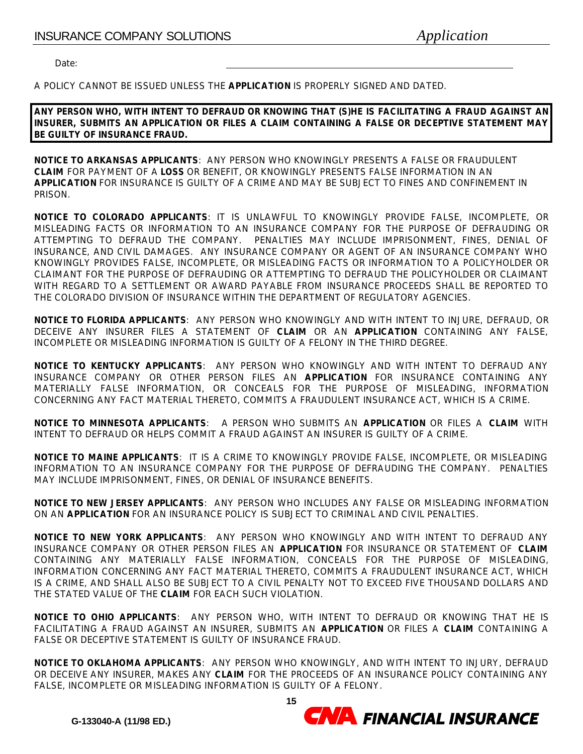Date: \_\_\_\_\_\_\_\_\_\_\_\_\_\_\_\_\_\_\_\_\_\_\_\_\_\_\_\_\_\_\_\_\_\_\_\_\_\_\_\_

A POLICY CANNOT BE ISSUED UNLESS THE **APPLICATION** IS PROPERLY SIGNED AND DATED.

**ANY PERSON WHO, WITH INTENT TO DEFRAUD OR KNOWING THAT (S)HE IS FACILITATING A FRAUD AGAINST AN INSURER, SUBMITS AN APPLICATION OR FILES A CLAIM CONTAINING A FALSE OR DECEPTIVE STATEMENT MAY BE GUILTY OF INSURANCE FRAUD.**

**NOTICE TO ARKANSAS APPLICANTS**: ANY PERSON WHO KNOWINGLY PRESENTS A FALSE OR FRAUDULENT **CLAIM** FOR PAYMENT OF A **LOSS** OR BENEFIT, OR KNOWINGLY PRESENTS FALSE INFORMATION IN AN **APPLICATION** FOR INSURANCE IS GUILTY OF A CRIME AND MAY BE SUBJECT TO FINES AND CONFINEMENT IN PRISON.

**NOTICE TO COLORADO APPLICANTS**: IT IS UNLAWFUL TO KNOWINGLY PROVIDE FALSE, INCOMPLETE, OR MISLEADING FACTS OR INFORMATION TO AN INSURANCE COMPANY FOR THE PURPOSE OF DEFRAUDING OR ATTEMPTING TO DEFRAUD THE COMPANY. PENALTIES MAY INCLUDE IMPRISONMENT, FINES, DENIAL OF INSURANCE, AND CIVIL DAMAGES. ANY INSURANCE COMPANY OR AGENT OF AN INSURANCE COMPANY WHO KNOWINGLY PROVIDES FALSE, INCOMPLETE, OR MISLEADING FACTS OR INFORMATION TO A POLICYHOLDER OR CLAIMANT FOR THE PURPOSE OF DEFRAUDING OR ATTEMPTING TO DEFRAUD THE POLICYHOLDER OR CLAIMANT WITH REGARD TO A SETTLEMENT OR AWARD PAYABLE FROM INSURANCE PROCEEDS SHALL BE REPORTED TO THE COLORADO DIVISION OF INSURANCE WITHIN THE DEPARTMENT OF REGULATORY AGENCIES.

**NOTICE TO FLORIDA APPLICANTS**: ANY PERSON WHO KNOWINGLY AND WITH INTENT TO INJURE, DEFRAUD, OR DECEIVE ANY INSURER FILES A STATEMENT OF **CLAIM** OR AN **APPLICATION** CONTAINING ANY FALSE, INCOMPLETE OR MISLEADING INFORMATION IS GUILTY OF A FELONY IN THE THIRD DEGREE.

**NOTICE TO KENTUCKY APPLICANTS**: ANY PERSON WHO KNOWINGLY AND WITH INTENT TO DEFRAUD ANY INSURANCE COMPANY OR OTHER PERSON FILES AN **APPLICATION** FOR INSURANCE CONTAINING ANY MATERIALLY FALSE INFORMATION, OR CONCEALS FOR THE PURPOSE OF MISLEADING, INFORMATION CONCERNING ANY FACT MATERIAL THERETO, COMMITS A FRAUDULENT INSURANCE ACT, WHICH IS A CRIME.

**NOTICE TO MINNESOTA APPLICANTS**: A PERSON WHO SUBMITS AN **APPLICATION** OR FILES A **CLAIM** WITH INTENT TO DEFRAUD OR HELPS COMMIT A FRAUD AGAINST AN INSURER IS GUILTY OF A CRIME.

**NOTICE TO MAINE APPLICANTS**: IT IS A CRIME TO KNOWINGLY PROVIDE FALSE, INCOMPLETE, OR MISLEADING INFORMATION TO AN INSURANCE COMPANY FOR THE PURPOSE OF DEFRAUDING THE COMPANY. PENALTIES MAY INCLUDE IMPRISONMENT, FINES, OR DENIAL OF INSURANCE BENEFITS.

**NOTICE TO NEW JERSEY APPLICANTS**: ANY PERSON WHO INCLUDES ANY FALSE OR MISLEADING INFORMATION ON AN **APPLICATION** FOR AN INSURANCE POLICY IS SUBJECT TO CRIMINAL AND CIVIL PENALTIES.

**NOTICE TO NEW YORK APPLICANTS**: ANY PERSON WHO KNOWINGLY AND WITH INTENT TO DEFRAUD ANY INSURANCE COMPANY OR OTHER PERSON FILES AN **APPLICATION** FOR INSURANCE OR STATEMENT OF **CLAIM** CONTAINING ANY MATERIALLY FALSE INFORMATION, CONCEALS FOR THE PURPOSE OF MISLEADING, INFORMATION CONCERNING ANY FACT MATERIAL THERETO, COMMITS A FRAUDULENT INSURANCE ACT, WHICH IS A CRIME, AND SHALL ALSO BE SUBJECT TO A CIVIL PENALTY NOT TO EXCEED FIVE THOUSAND DOLLARS AND THE STATED VALUE OF THE **CLAIM** FOR EACH SUCH VIOLATION.

**NOTICE TO OHIO APPLICANTS**: ANY PERSON WHO, WITH INTENT TO DEFRAUD OR KNOWING THAT HE IS FACILITATING A FRAUD AGAINST AN INSURER, SUBMITS AN **APPLICATION** OR FILES A **CLAIM** CONTAINING A FALSE OR DECEPTIVE STATEMENT IS GUILTY OF INSURANCE FRAUD.

**NOTICE TO OKLAHOMA APPLICANTS**: ANY PERSON WHO KNOWINGLY, AND WITH INTENT TO INJURY, DEFRAUD OR DECEIVE ANY INSURER, MAKES ANY **CLAIM** FOR THE PROCEEDS OF AN INSURANCE POLICY CONTAINING ANY FALSE, INCOMPLETE OR MISLEADING INFORMATION IS GUILTY OF A FELONY.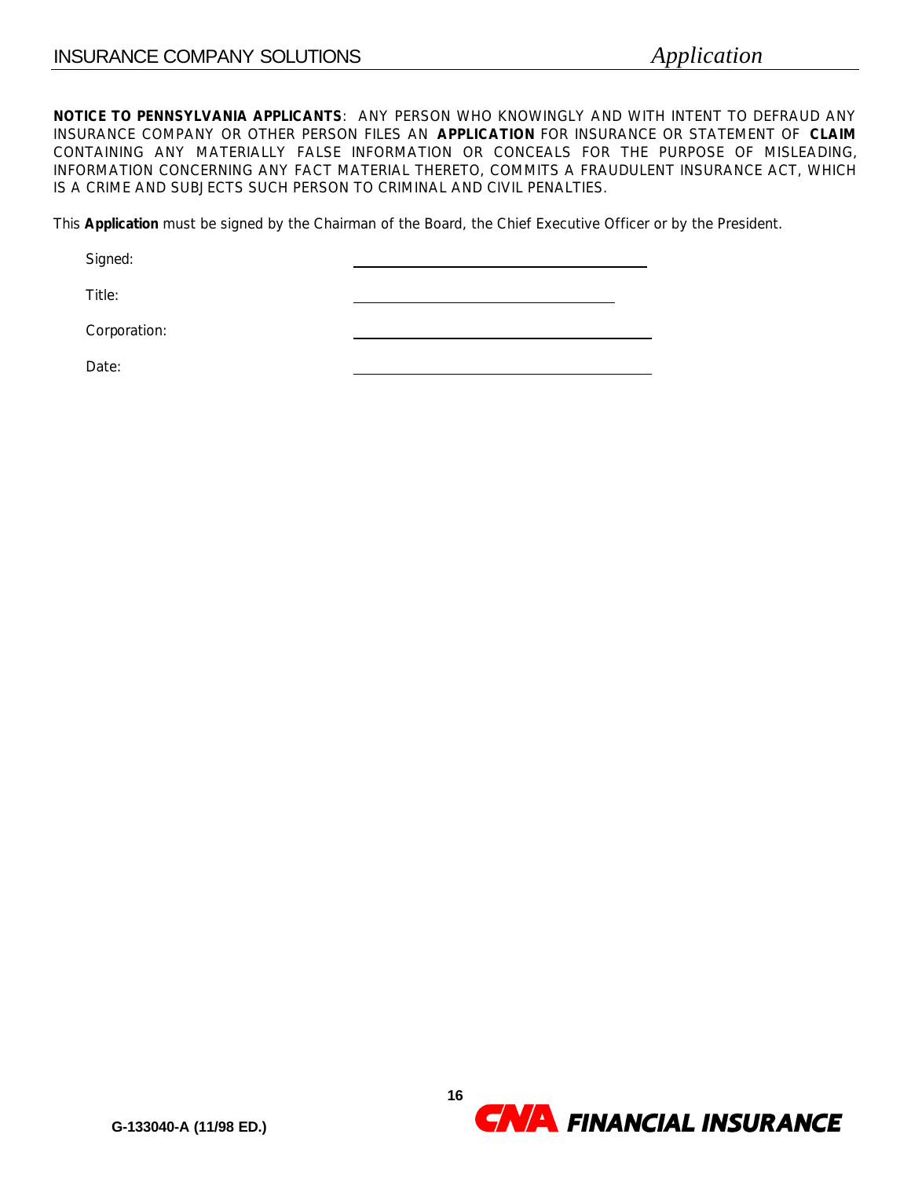**NOTICE TO PENNSYLVANIA APPLICANTS**: ANY PERSON WHO KNOWINGLY AND WITH INTENT TO DEFRAUD ANY INSURANCE COMPANY OR OTHER PERSON FILES AN **APPLICATION** FOR INSURANCE OR STATEMENT OF **CLAIM** CONTAINING ANY MATERIALLY FALSE INFORMATION OR CONCEALS FOR THE PURPOSE OF MISLEADING, INFORMATION CONCERNING ANY FACT MATERIAL THERETO, COMMITS A FRAUDULENT INSURANCE ACT, WHICH IS A CRIME AND SUBJECTS SUCH PERSON TO CRIMINAL AND CIVIL PENALTIES.

This **Application** must be signed by the Chairman of the Board, the Chief Executive Officer or by the President.

Signed: ______________________________

Title: ______________________________

Corporation: ______________________________

Date: ______________________________

G-133040-A (11/98 ED.)